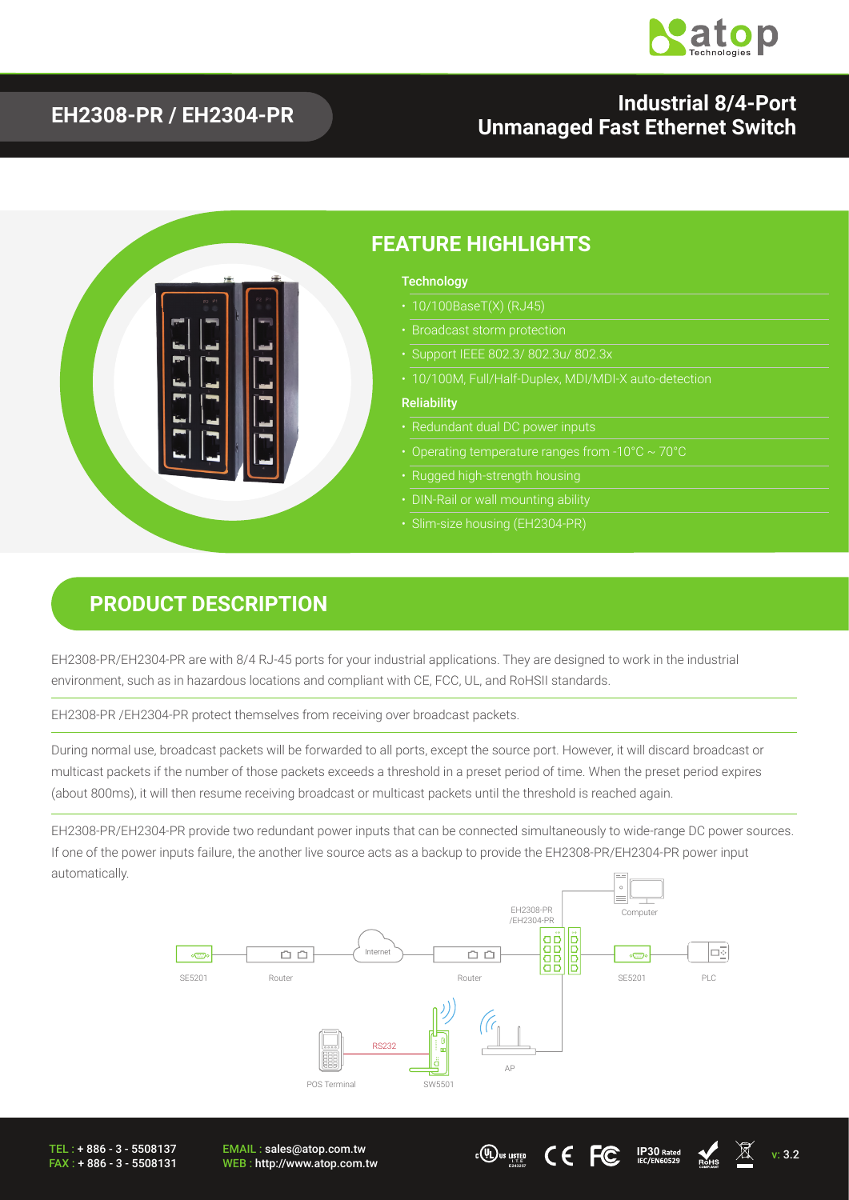# EH2308-PR / EH2304-PR

## Industrial 8/4-Port Unmanaged Fast Ethernet Switch

## FEATURE HIGHLIGHTS

**Technology**

- 10/100BaseT(X) (RJ45)
- Broadcast storm protection
- Support IEEE 802.3/ 802.3u/ 802.3x
- 10/100M, Full/Half-Duplex, MDI/MDI-X auto-detection

**Reliability**

- Redundant dual DC power inputs
- Operating temperature ranges from -10°C ~ 70°C
- Rugged high-strength housing
- DIN-Rail or wall mounting ability
- Slim-size housing (EH2304-PR)

## PRODUCT DESCRIPTION

EH2308-PR/EH2304-PR are with 8/4 RJ-45 ports for your industrial applications. They are designed to work in the industrial environment, such as in hazardous locations and compliant with CE, FCC, UL, and RoHSII standards.

EH2308-PR /EH2304-PR protect themselves from receiving over broadcast packets.

During normal use, broadcast packets will be forwarded to all ports, except the source port. However, it will discard broadcast or multicast packets if the number of those packets exceeds a threshold in a preset period of time. When the preset period expires (about 800ms), it will then resume receiving broadcast or multicast packets until the threshold is reached again.

EH2308-PR/EH2304-PR provide two redundant power inputs that can be connected simultaneously to wide-range DC power sources. If one of the power inputs failure, the another live source acts as a backup to provide the EH2308-PR/EH2304-PR power input automatically.

TEL : + 886 - 3 - 5508137
FAX : + 886 - 3 - 5508131

EMAIL : sales@atop.com.tw
WEB : http://www.atop.com.tw

v: 3.2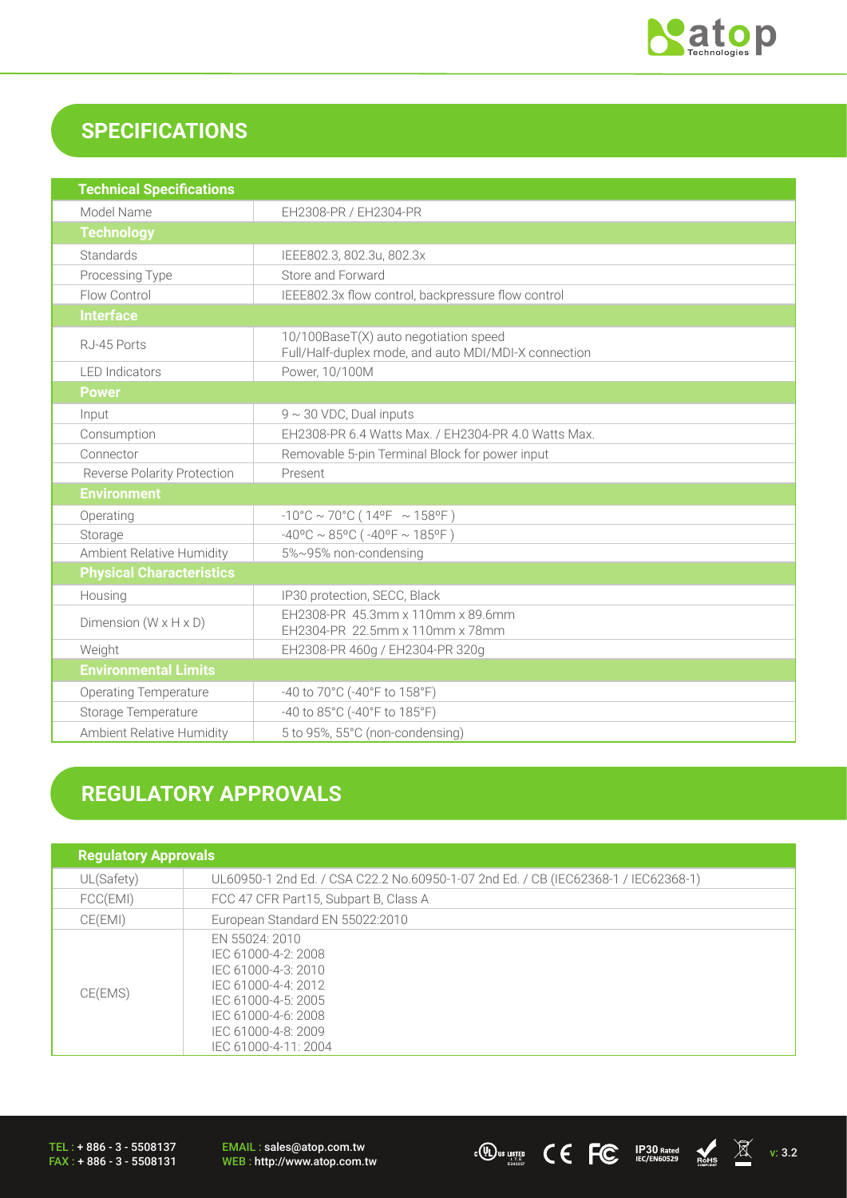## SPECIFICATIONS

| Technical Specifications | |
|---|---|
| Model Name | EH2308-PR / EH2304-PR |
| **Technology** | |
| Standards | IEEE802.3, 802.3u, 802.3x |
| Processing Type | Store and Forward |
| Flow Control | IEEE802.3x flow control, backpressure flow control |
| **Interface** | |
| RJ-45 Ports | 10/100BaseT(X) auto negotiation speed<br>Full/Half-duplex mode, and auto MDI/MDI-X connection |
| LED Indicators | Power, 10/100M |
| **Power** | |
| Input | 9 ~ 30 VDC, Dual inputs |
| Consumption | EH2308-PR 6.4 Watts Max. / EH2304-PR 4.0 Watts Max. |
| Connector | Removable 5-pin Terminal Block for power input |
| Reverse Polarity Protection | Present |
| **Environment** | |
| Operating | -10°C ~ 70°C ( 14ºF ~ 158ºF ) |
| Storage | -40ºC ~ 85ºC ( -40ºF ~ 185ºF ) |
| Ambient Relative Humidity | 5%~95% non-condensing |
| **Physical Characteristics** | |
| Housing | IP30 protection, SECC, Black |
| Dimension (W x H x D) | EH2308-PR 45.3mm x 110mm x 89.6mm<br>EH2304-PR 22.5mm x 110mm x 78mm |
| Weight | EH2308-PR 460g / EH2304-PR 320g |
| **Environmental Limits** | |
| Operating Temperature | -40 to 70°C (-40°F to 158°F) |
| Storage Temperature | -40 to 85°C (-40°F to 185°F) |
| Ambient Relative Humidity | 5 to 95%, 55°C (non-condensing) |

## REGULATORY APPROVALS

| Regulatory Approvals | |
|---|---|
| UL(Safety) | UL60950-1 2nd Ed. / CSA C22.2 No.60950-1-07 2nd Ed. / CB (IEC62368-1 / IEC62368-1) |
| FCC(EMI) | FCC 47 CFR Part15, Subpart B, Class A |
| CE(EMI) | European Standard EN 55022:2010 |
| CE(EMS) | EN 55024: 2010<br>IEC 61000-4-2: 2008<br>IEC 61000-4-3: 2010<br>IEC 61000-4-4: 2012<br>IEC 61000-4-5: 2005<br>IEC 61000-4-6: 2008<br>IEC 61000-4-8: 2009<br>IEC 61000-4-11: 2004 |

TEL : + 886 - 3 - 5508137
FAX : + 886 - 3 - 5508131

EMAIL : sales@atop.com.tw
WEB : http://www.atop.com.tw

v: 3.2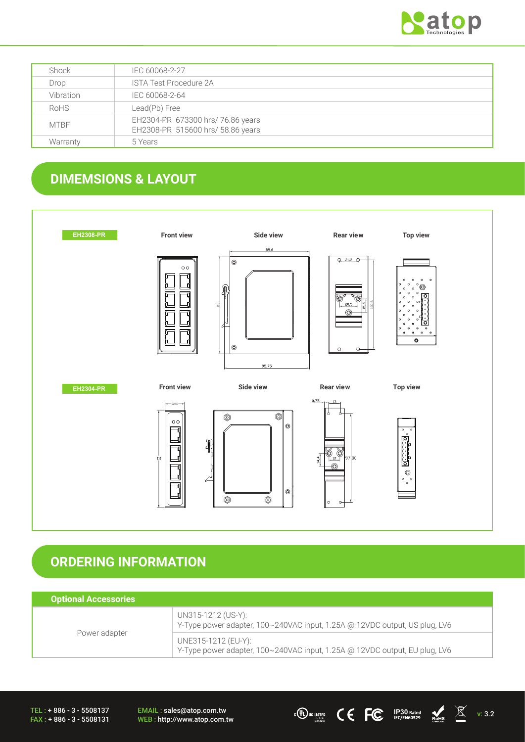| | |
|---|---|
| Shock | IEC 60068-2-27 |
| Drop | ISTA Test Procedure 2A |
| Vibration | IEC 60068-2-64 |
| RoHS | Lead(Pb) Free |
| MTBF | EH2304-PR 673300 hrs/ 76.86 years<br>EH2308-PR 515600 hrs/ 58.86 years |
| Warranty | 5 Years |

## DIMEMSIONS & LAYOUT

EH2308-PR

Front view

Side view

Rear view

Top view

89.6

110

95.75

21.2

20.5

15.5

100.6

EH2304-PR

Front view

Side view

Rear view

Top view

110

0.75

13

14.4

12

97.80

## ORDERING INFORMATION

| Optional Accessories | |
|---|---|
| Power adapter | UN315-1212 (US-Y):<br>Y-Type power adapter, 100~240VAC input, 1.25A @ 12VDC output, US plug, LV6 |
| | UNE315-1212 (EU-Y):<br>Y-Type power adapter, 100~240VAC input, 1.25A @ 12VDC output, EU plug, LV6 |

TEL : + 886 - 3 - 5508137
FAX : + 886 - 3 - 5508131

EMAIL : sales@atop.com.tw
WEB : http://www.atop.com.tw

IP30 Rated IEC/EN60529

v: 3.2